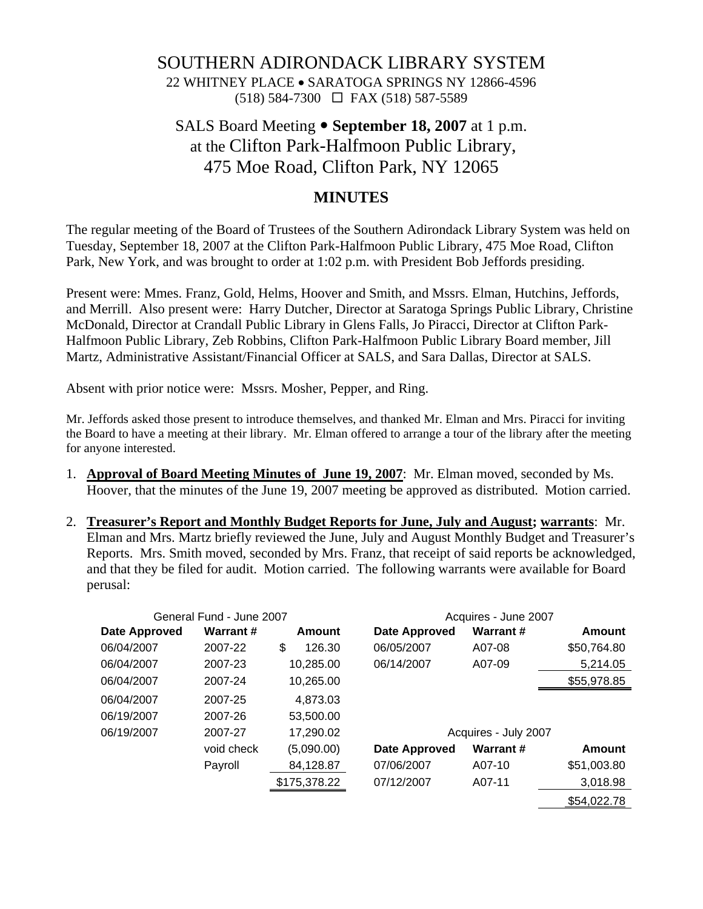# SOUTHERN ADIRONDACK LIBRARY SYSTEM

22 WHITNEY PLACE • SARATOGA SPRINGS NY 12866-4596
(518) 584-7300 ☐ FAX (518) 587-5589

## SALS Board Meeting • **September 18, 2007** at 1 p.m. at the Clifton Park-Halfmoon Public Library, 475 Moe Road, Clifton Park, NY 12065

## MINUTES

The regular meeting of the Board of Trustees of the Southern Adirondack Library System was held on Tuesday, September 18, 2007 at the Clifton Park-Halfmoon Public Library, 475 Moe Road, Clifton Park, New York, and was brought to order at 1:02 p.m. with President Bob Jeffords presiding.

Present were: Mmes. Franz, Gold, Helms, Hoover and Smith, and Mssrs. Elman, Hutchins, Jeffords, and Merrill. Also present were: Harry Dutcher, Director at Saratoga Springs Public Library, Christine McDonald, Director at Crandall Public Library in Glens Falls, Jo Piracci, Director at Clifton Park-Halfmoon Public Library, Zeb Robbins, Clifton Park-Halfmoon Public Library Board member, Jill Martz, Administrative Assistant/Financial Officer at SALS, and Sara Dallas, Director at SALS.

Absent with prior notice were: Mssrs. Mosher, Pepper, and Ring.

Mr. Jeffords asked those present to introduce themselves, and thanked Mr. Elman and Mrs. Piracci for inviting the Board to have a meeting at their library. Mr. Elman offered to arrange a tour of the library after the meeting for anyone interested.

1. **Approval of Board Meeting Minutes of June 19, 2007**: Mr. Elman moved, seconded by Ms. Hoover, that the minutes of the June 19, 2007 meeting be approved as distributed. Motion carried.

2. **Treasurer's Report and Monthly Budget Reports for June, July and August; warrants**: Mr. Elman and Mrs. Martz briefly reviewed the June, July and August Monthly Budget and Treasurer's Reports. Mrs. Smith moved, seconded by Mrs. Franz, that receipt of said reports be acknowledged, and that they be filed for audit. Motion carried. The following warrants were available for Board perusal:

General Fund - June 2007

| Date Approved | Warrant # | Amount |
|---|---|---|
| 06/04/2007 | 2007-22 | $ 126.30 |
| 06/04/2007 | 2007-23 | 10,285.00 |
| 06/04/2007 | 2007-24 | 10,265.00 |
| 06/04/2007 | 2007-25 | 4,873.03 |
| 06/19/2007 | 2007-26 | 53,500.00 |
| 06/19/2007 | 2007-27 | 17,290.02 |
| | void check | (5,090.00) |
| | Payroll | 84,128.87 |
| | | $175,378.22 |

Acquires - June 2007

| Date Approved | Warrant # | Amount |
|---|---|---|
| 06/05/2007 | A07-08 | $50,764.80 |
| 06/14/2007 | A07-09 | 5,214.05 |
| | | $55,978.85 |

Acquires - July 2007

| Date Approved | Warrant # | Amount |
|---|---|---|
| 07/06/2007 | A07-10 | $51,003.80 |
| 07/12/2007 | A07-11 | 3,018.98 |
| | | $54,022.78 |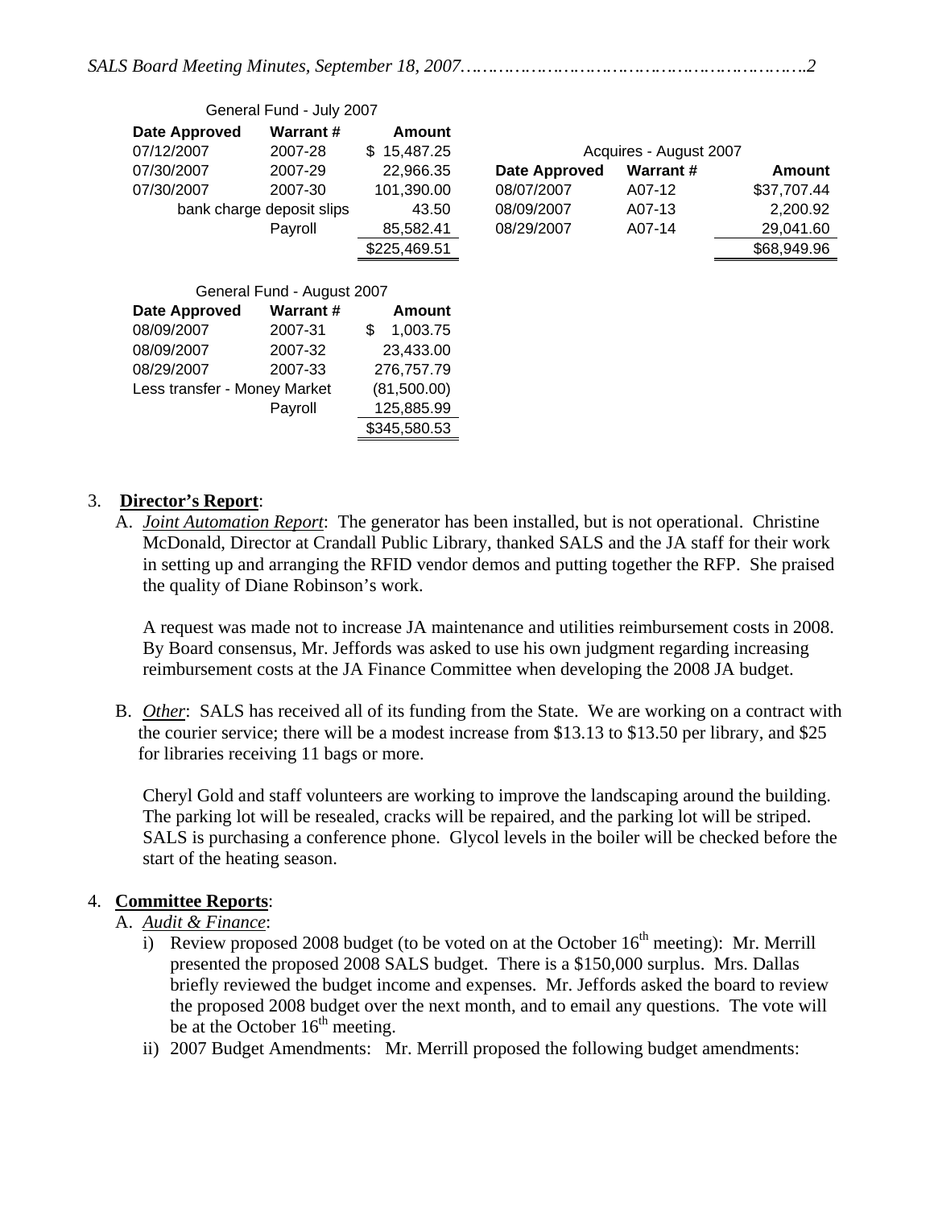General Fund - July 2007

| Date Approved | Warrant # | Amount |
|---|---|---|
| 07/12/2007 | 2007-28 | $ 15,487.25 |
| 07/30/2007 | 2007-29 | 22,966.35 |
| 07/30/2007 | 2007-30 | 101,390.00 |
| | bank charge deposit slips | 43.50 |
| | Payroll | 85,582.41 |
| | | $225,469.51 |

Acquires - August 2007

| Date Approved | Warrant # | Amount |
|---|---|---|
| 08/07/2007 | A07-12 | $37,707.44 |
| 08/09/2007 | A07-13 | 2,200.92 |
| 08/29/2007 | A07-14 | 29,041.60 |
| | | $68,949.96 |

General Fund - August 2007

| Date Approved | Warrant # | Amount |
|---|---|---|
| 08/09/2007 | 2007-31 | $ 1,003.75 |
| 08/09/2007 | 2007-32 | 23,433.00 |
| 08/29/2007 | 2007-33 | 276,757.79 |
| Less transfer - Money Market | | (81,500.00) |
| | Payroll | 125,885.99 |
| | | $345,580.53 |

3. **Director's Report**:
   A. *Joint Automation Report*: The generator has been installed, but is not operational. Christine McDonald, Director at Crandall Public Library, thanked SALS and the JA staff for their work in setting up and arranging the RFID vendor demos and putting together the RFP. She praised the quality of Diane Robinson's work.

      A request was made not to increase JA maintenance and utilities reimbursement costs in 2008. By Board consensus, Mr. Jeffords was asked to use his own judgment regarding increasing reimbursement costs at the JA Finance Committee when developing the 2008 JA budget.

   B. *Other*: SALS has received all of its funding from the State. We are working on a contract with the courier service; there will be a modest increase from $13.13 to $13.50 per library, and $25 for libraries receiving 11 bags or more.

      Cheryl Gold and staff volunteers are working to improve the landscaping around the building. The parking lot will be resealed, cracks will be repaired, and the parking lot will be striped. SALS is purchasing a conference phone. Glycol levels in the boiler will be checked before the start of the heating season.

4. **Committee Reports**:
   A. *Audit & Finance*:
      i) Review proposed 2008 budget (to be voted on at the October 16th meeting): Mr. Merrill presented the proposed 2008 SALS budget. There is a $150,000 surplus. Mrs. Dallas briefly reviewed the budget income and expenses. Mr. Jeffords asked the board to review the proposed 2008 budget over the next month, and to email any questions. The vote will be at the October 16th meeting.
      ii) 2007 Budget Amendments: Mr. Merrill proposed the following budget amendments: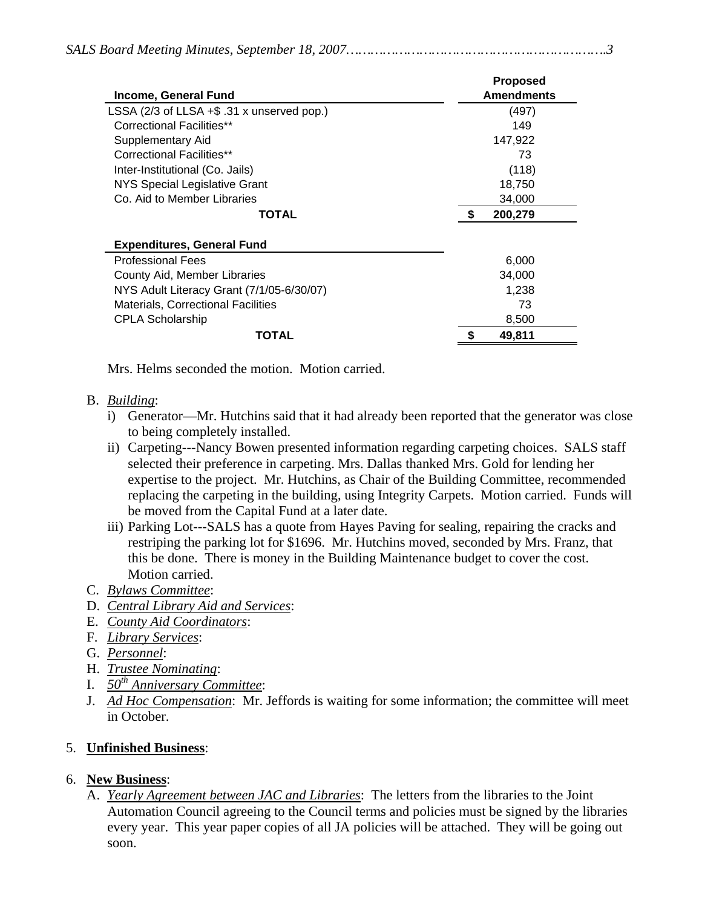| Income, General Fund | Proposed Amendments |
|---|---|
| LSSA (2/3 of LLSA +$ .31 x unserved pop.) | (497) |
| Correctional Facilities** | 149 |
| Supplementary Aid | 147,922 |
| Correctional Facilities** | 73 |
| Inter-Institutional (Co. Jails) | (118) |
| NYS Special Legislative Grant | 18,750 |
| Co. Aid to Member Libraries | 34,000 |
| **TOTAL** | **$ 200,279** |

| Expenditures, General Fund | |
|---|---|
| Professional Fees | 6,000 |
| County Aid, Member Libraries | 34,000 |
| NYS Adult Literacy Grant (7/1/05-6/30/07) | 1,238 |
| Materials, Correctional Facilities | 73 |
| CPLA Scholarship | 8,500 |
| **TOTAL** | **$ 49,811** |

Mrs. Helms seconded the motion. Motion carried.

B. *Building*:
   i) Generator—Mr. Hutchins said that it had already been reported that the generator was close to being completely installed.
   ii) Carpeting---Nancy Bowen presented information regarding carpeting choices. SALS staff selected their preference in carpeting. Mrs. Dallas thanked Mrs. Gold for lending her expertise to the project. Mr. Hutchins, as Chair of the Building Committee, recommended replacing the carpeting in the building, using Integrity Carpets. Motion carried. Funds will be moved from the Capital Fund at a later date.
   iii) Parking Lot---SALS has a quote from Hayes Paving for sealing, repairing the cracks and restriping the parking lot for $1696. Mr. Hutchins moved, seconded by Mrs. Franz, that this be done. There is money in the Building Maintenance budget to cover the cost. Motion carried.

C. *Bylaws Committee*:

D. *Central Library Aid and Services*:

E. *County Aid Coordinators*:

F. *Library Services*:

G. *Personnel*:

H. *Trustee Nominating*:

I. *50th Anniversary Committee*:

J. *Ad Hoc Compensation*: Mr. Jeffords is waiting for some information; the committee will meet in October.

5. **Unfinished Business**:

6. **New Business**:

   A. *Yearly Agreement between JAC and Libraries*: The letters from the libraries to the Joint Automation Council agreeing to the Council terms and policies must be signed by the libraries every year. This year paper copies of all JA policies will be attached. They will be going out soon.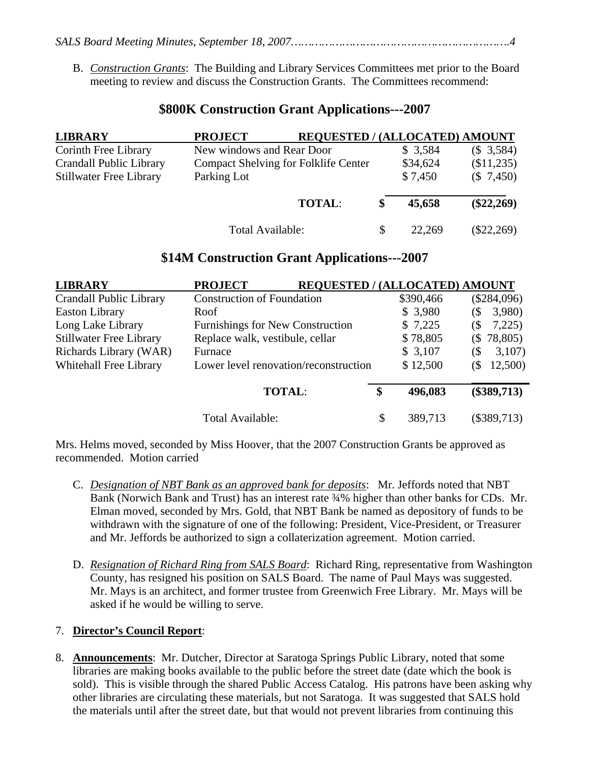B. *Construction Grants*: The Building and Library Services Committees met prior to the Board meeting to review and discuss the Construction Grants. The Committees recommend:

## $800K Construction Grant Applications---2007

| LIBRARY | PROJECT | REQUESTED | (ALLOCATED) AMOUNT |
|---|---|---|---|
| Corinth Free Library | New windows and Rear Door | $ 3,584 | ($ 3,584) |
| Crandall Public Library | Compact Shelving for Folklife Center | $34,624 | ($11,235) |
| Stillwater Free Library | Parking Lot | $ 7,450 | ($ 7,450) |
| | **TOTAL**: | **$ 45,658** | **($22,269)** |
| | Total Available: | $ 22,269 | ($22,269) |

## $14M Construction Grant Applications---2007

| LIBRARY | PROJECT | REQUESTED | (ALLOCATED) AMOUNT |
|---|---|---|---|
| Crandall Public Library | Construction of Foundation | $390,466 | ($284,096) |
| Easton Library | Roof | $ 3,980 | ($ 3,980) |
| Long Lake Library | Furnishings for New Construction | $ 7,225 | ($ 7,225) |
| Stillwater Free Library | Replace walk, vestibule, cellar | $ 78,805 | ($ 78,805) |
| Richards Library (WAR) | Furnace | $ 3,107 | ($ 3,107) |
| Whitehall Free Library | Lower level renovation/reconstruction | $ 12,500 | ($ 12,500) |
| | **TOTAL**: | **$ 496,083** | **($389,713)** |
| | Total Available: | $ 389,713 | ($389,713) |

Mrs. Helms moved, seconded by Miss Hoover, that the 2007 Construction Grants be approved as recommended. Motion carried

C. *Designation of NBT Bank as an approved bank for deposits*: Mr. Jeffords noted that NBT Bank (Norwich Bank and Trust) has an interest rate ¾% higher than other banks for CDs. Mr. Elman moved, seconded by Mrs. Gold, that NBT Bank be named as depository of funds to be withdrawn with the signature of one of the following: President, Vice-President, or Treasurer and Mr. Jeffords be authorized to sign a collaterization agreement. Motion carried.

D. *Resignation of Richard Ring from SALS Board*: Richard Ring, representative from Washington County, has resigned his position on SALS Board. The name of Paul Mays was suggested. Mr. Mays is an architect, and former trustee from Greenwich Free Library. Mr. Mays will be asked if he would be willing to serve.

7. **Director's Council Report**:

8. **Announcements**: Mr. Dutcher, Director at Saratoga Springs Public Library, noted that some libraries are making books available to the public before the street date (date which the book is sold). This is visible through the shared Public Access Catalog. His patrons have been asking why other libraries are circulating these materials, but not Saratoga. It was suggested that SALS hold the materials until after the street date, but that would not prevent libraries from continuing this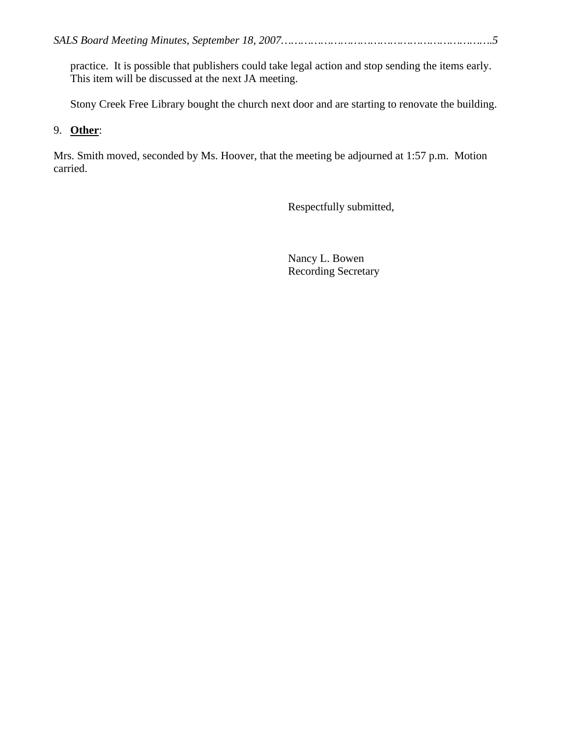practice. It is possible that publishers could take legal action and stop sending the items early. This item will be discussed at the next JA meeting.

Stony Creek Free Library bought the church next door and are starting to renovate the building.

9. **Other**:

Mrs. Smith moved, seconded by Ms. Hoover, that the meeting be adjourned at 1:57 p.m. Motion carried.

Respectfully submitted,

Nancy L. Bowen
Recording Secretary